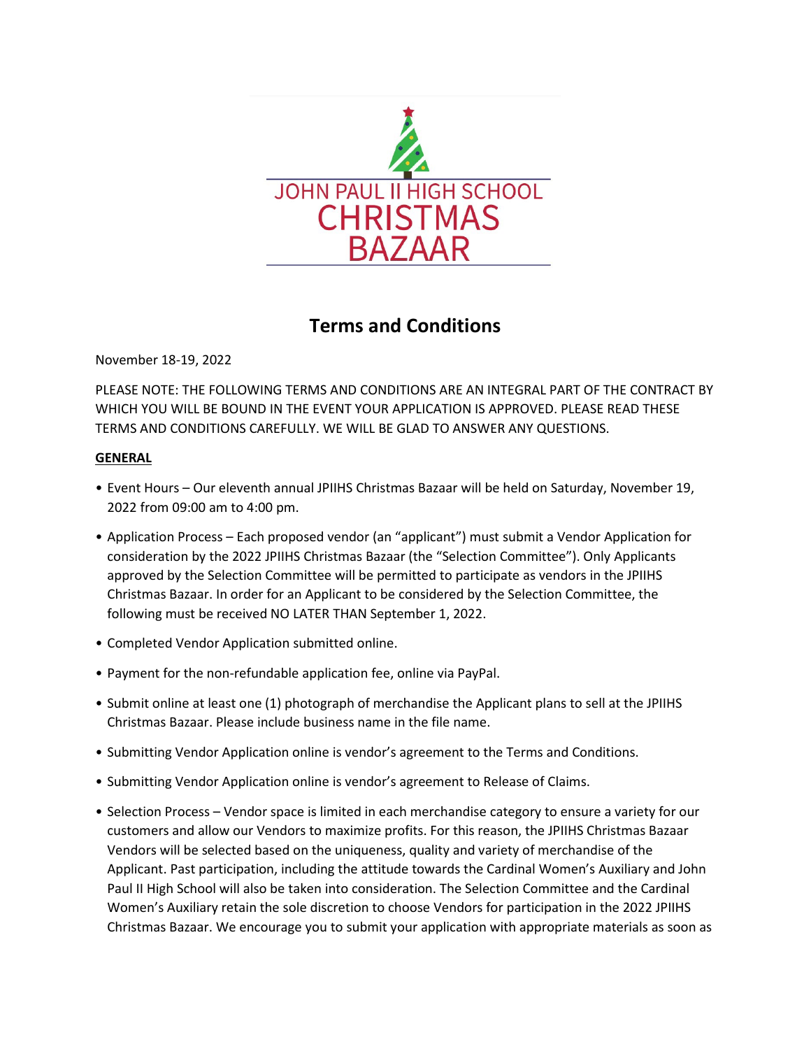JOHN PAUL II HIGH SCHOOL

# CHRISTMAS BAZAAR

## Terms and Conditions

November 18-19, 2022

PLEASE NOTE: THE FOLLOWING TERMS AND CONDITIONS ARE AN INTEGRAL PART OF THE CONTRACT BY WHICH YOU WILL BE BOUND IN THE EVENT YOUR APPLICATION IS APPROVED. PLEASE READ THESE TERMS AND CONDITIONS CAREFULLY. WE WILL BE GLAD TO ANSWER ANY QUESTIONS.

### GENERAL

- Event Hours – Our eleventh annual JPIIHS Christmas Bazaar will be held on Saturday, November 19, 2022 from 09:00 am to 4:00 pm.
- Application Process – Each proposed vendor (an "applicant") must submit a Vendor Application for consideration by the 2022 JPIIHS Christmas Bazaar (the "Selection Committee"). Only Applicants approved by the Selection Committee will be permitted to participate as vendors in the JPIIHS Christmas Bazaar. In order for an Applicant to be considered by the Selection Committee, the following must be received NO LATER THAN September 1, 2022.
- Completed Vendor Application submitted online.
- Payment for the non-refundable application fee, online via PayPal.
- Submit online at least one (1) photograph of merchandise the Applicant plans to sell at the JPIIHS Christmas Bazaar. Please include business name in the file name.
- Submitting Vendor Application online is vendor's agreement to the Terms and Conditions.
- Submitting Vendor Application online is vendor's agreement to Release of Claims.
- Selection Process – Vendor space is limited in each merchandise category to ensure a variety for our customers and allow our Vendors to maximize profits. For this reason, the JPIIHS Christmas Bazaar Vendors will be selected based on the uniqueness, quality and variety of merchandise of the Applicant. Past participation, including the attitude towards the Cardinal Women's Auxiliary and John Paul II High School will also be taken into consideration. The Selection Committee and the Cardinal Women's Auxiliary retain the sole discretion to choose Vendors for participation in the 2022 JPIIHS Christmas Bazaar. We encourage you to submit your application with appropriate materials as soon as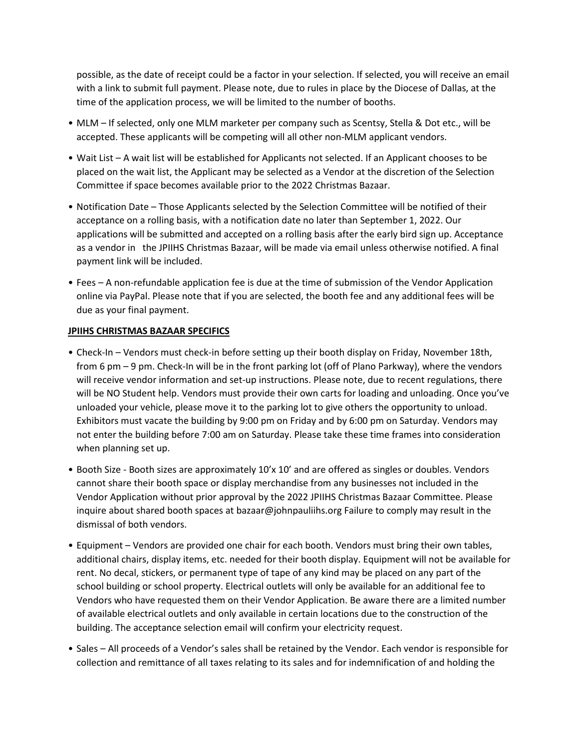possible, as the date of receipt could be a factor in your selection. If selected, you will receive an email with a link to submit full payment. Please note, due to rules in place by the Diocese of Dallas, at the time of the application process, we will be limited to the number of booths.

- MLM – If selected, only one MLM marketer per company such as Scentsy, Stella & Dot etc., will be accepted. These applicants will be competing will all other non-MLM applicant vendors.
- Wait List – A wait list will be established for Applicants not selected. If an Applicant chooses to be placed on the wait list, the Applicant may be selected as a Vendor at the discretion of the Selection Committee if space becomes available prior to the 2022 Christmas Bazaar.
- Notification Date – Those Applicants selected by the Selection Committee will be notified of their acceptance on a rolling basis, with a notification date no later than September 1, 2022. Our applications will be submitted and accepted on a rolling basis after the early bird sign up. Acceptance as a vendor in the JPIIHS Christmas Bazaar, will be made via email unless otherwise notified. A final payment link will be included.
- Fees – A non-refundable application fee is due at the time of submission of the Vendor Application online via PayPal. Please note that if you are selected, the booth fee and any additional fees will be due as your final payment.

**JPIIHS CHRISTMAS BAZAAR SPECIFICS**

- Check-In – Vendors must check-in before setting up their booth display on Friday, November 18th, from 6 pm – 9 pm. Check-In will be in the front parking lot (off of Plano Parkway), where the vendors will receive vendor information and set-up instructions. Please note, due to recent regulations, there will be NO Student help. Vendors must provide their own carts for loading and unloading. Once you've unloaded your vehicle, please move it to the parking lot to give others the opportunity to unload. Exhibitors must vacate the building by 9:00 pm on Friday and by 6:00 pm on Saturday. Vendors may not enter the building before 7:00 am on Saturday. Please take these time frames into consideration when planning set up.
- Booth Size - Booth sizes are approximately 10'x 10' and are offered as singles or doubles. Vendors cannot share their booth space or display merchandise from any businesses not included in the Vendor Application without prior approval by the 2022 JPIIHS Christmas Bazaar Committee. Please inquire about shared booth spaces at bazaar@johnpauliihs.org Failure to comply may result in the dismissal of both vendors.
- Equipment – Vendors are provided one chair for each booth. Vendors must bring their own tables, additional chairs, display items, etc. needed for their booth display. Equipment will not be available for rent. No decal, stickers, or permanent type of tape of any kind may be placed on any part of the school building or school property. Electrical outlets will only be available for an additional fee to Vendors who have requested them on their Vendor Application. Be aware there are a limited number of available electrical outlets and only available in certain locations due to the construction of the building. The acceptance selection email will confirm your electricity request.
- Sales – All proceeds of a Vendor's sales shall be retained by the Vendor. Each vendor is responsible for collection and remittance of all taxes relating to its sales and for indemnification of and holding the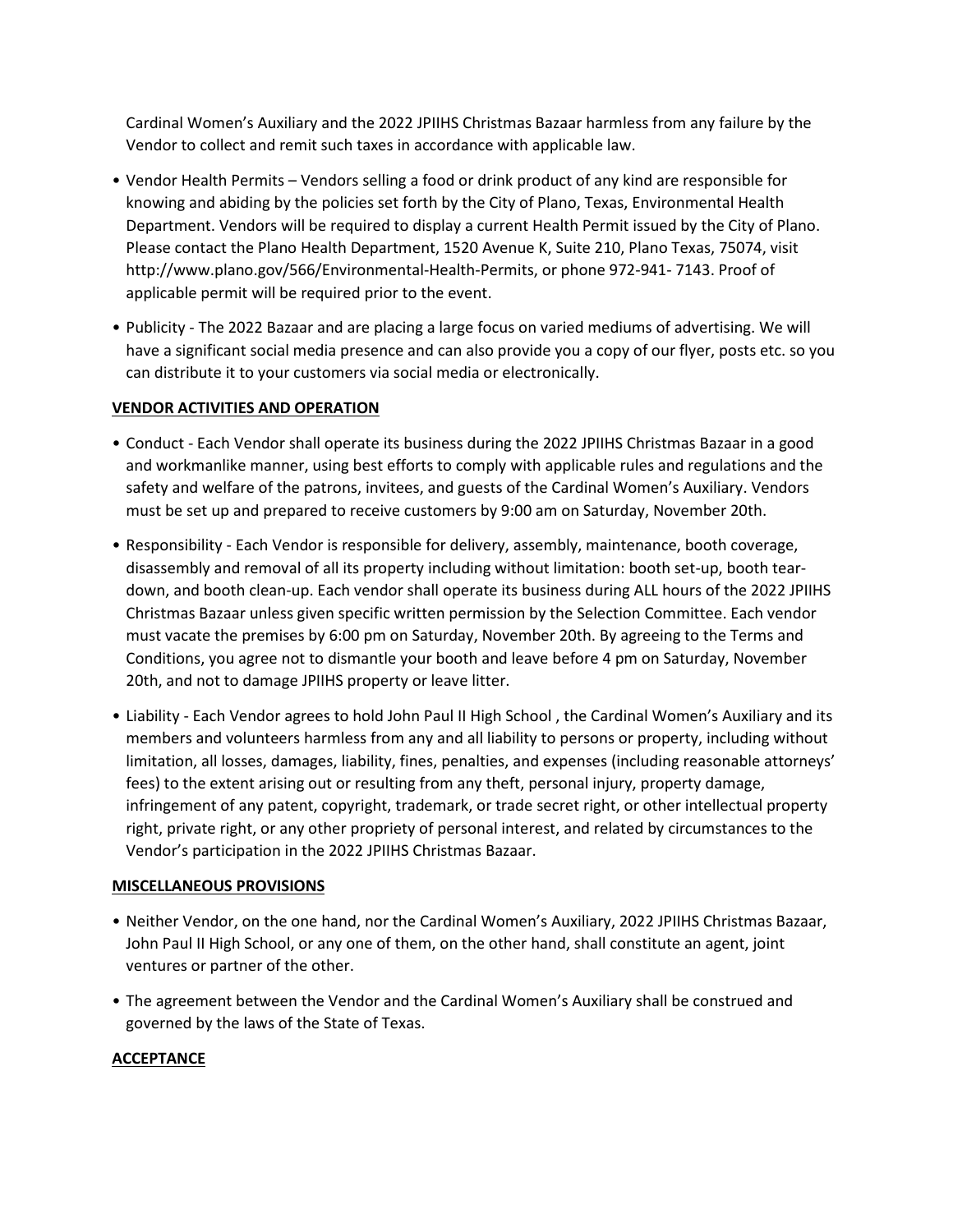Cardinal Women's Auxiliary and the 2022 JPIIHS Christmas Bazaar harmless from any failure by the Vendor to collect and remit such taxes in accordance with applicable law.

- Vendor Health Permits – Vendors selling a food or drink product of any kind are responsible for knowing and abiding by the policies set forth by the City of Plano, Texas, Environmental Health Department. Vendors will be required to display a current Health Permit issued by the City of Plano. Please contact the Plano Health Department, 1520 Avenue K, Suite 210, Plano Texas, 75074, visit http://www.plano.gov/566/Environmental-Health-Permits, or phone 972-941- 7143. Proof of applicable permit will be required prior to the event.
- Publicity - The 2022 Bazaar and are placing a large focus on varied mediums of advertising. We will have a significant social media presence and can also provide you a copy of our flyer, posts etc. so you can distribute it to your customers via social media or electronically.

**VENDOR ACTIVITIES AND OPERATION**

- Conduct - Each Vendor shall operate its business during the 2022 JPIIHS Christmas Bazaar in a good and workmanlike manner, using best efforts to comply with applicable rules and regulations and the safety and welfare of the patrons, invitees, and guests of the Cardinal Women's Auxiliary. Vendors must be set up and prepared to receive customers by 9:00 am on Saturday, November 20th.
- Responsibility - Each Vendor is responsible for delivery, assembly, maintenance, booth coverage, disassembly and removal of all its property including without limitation: booth set-up, booth tear-down, and booth clean-up. Each vendor shall operate its business during ALL hours of the 2022 JPIIHS Christmas Bazaar unless given specific written permission by the Selection Committee. Each vendor must vacate the premises by 6:00 pm on Saturday, November 20th. By agreeing to the Terms and Conditions, you agree not to dismantle your booth and leave before 4 pm on Saturday, November 20th, and not to damage JPIIHS property or leave litter.
- Liability - Each Vendor agrees to hold John Paul II High School , the Cardinal Women's Auxiliary and its members and volunteers harmless from any and all liability to persons or property, including without limitation, all losses, damages, liability, fines, penalties, and expenses (including reasonable attorneys' fees) to the extent arising out or resulting from any theft, personal injury, property damage, infringement of any patent, copyright, trademark, or trade secret right, or other intellectual property right, private right, or any other propriety of personal interest, and related by circumstances to the Vendor's participation in the 2022 JPIIHS Christmas Bazaar.

**MISCELLANEOUS PROVISIONS**

- Neither Vendor, on the one hand, nor the Cardinal Women's Auxiliary, 2022 JPIIHS Christmas Bazaar, John Paul II High School, or any one of them, on the other hand, shall constitute an agent, joint ventures or partner of the other.
- The agreement between the Vendor and the Cardinal Women's Auxiliary shall be construed and governed by the laws of the State of Texas.

**ACCEPTANCE**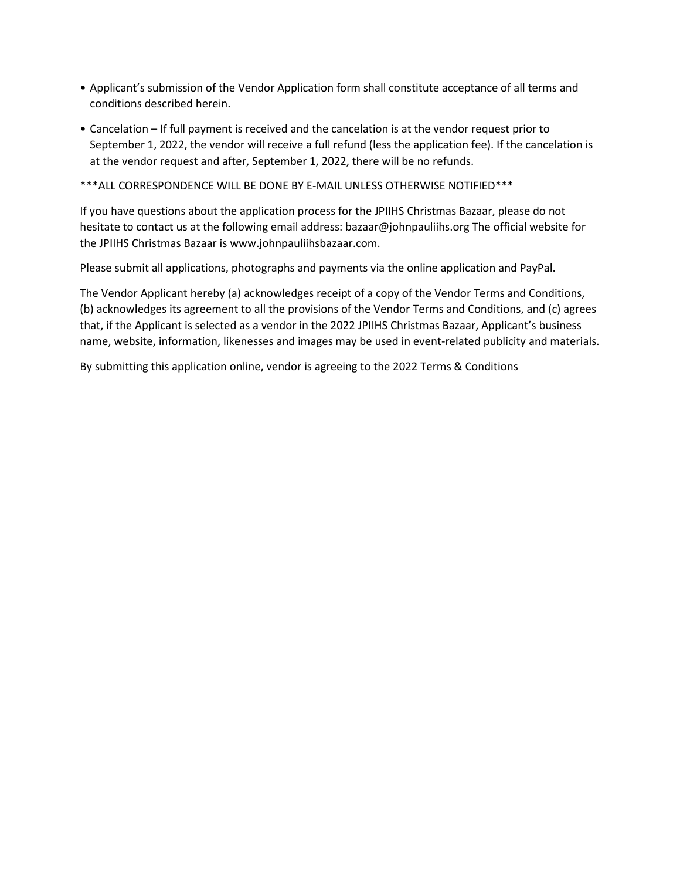- Applicant's submission of the Vendor Application form shall constitute acceptance of all terms and conditions described herein.
- Cancelation – If full payment is received and the cancelation is at the vendor request prior to September 1, 2022, the vendor will receive a full refund (less the application fee). If the cancelation is at the vendor request and after, September 1, 2022, there will be no refunds.

***ALL CORRESPONDENCE WILL BE DONE BY E-MAIL UNLESS OTHERWISE NOTIFIED***

If you have questions about the application process for the JPIIHS Christmas Bazaar, please do not hesitate to contact us at the following email address: bazaar@johnpauliihs.org The official website for the JPIIHS Christmas Bazaar is www.johnpauliihsbazaar.com.

Please submit all applications, photographs and payments via the online application and PayPal.

The Vendor Applicant hereby (a) acknowledges receipt of a copy of the Vendor Terms and Conditions, (b) acknowledges its agreement to all the provisions of the Vendor Terms and Conditions, and (c) agrees that, if the Applicant is selected as a vendor in the 2022 JPIIHS Christmas Bazaar, Applicant's business name, website, information, likenesses and images may be used in event-related publicity and materials.

By submitting this application online, vendor is agreeing to the 2022 Terms & Conditions